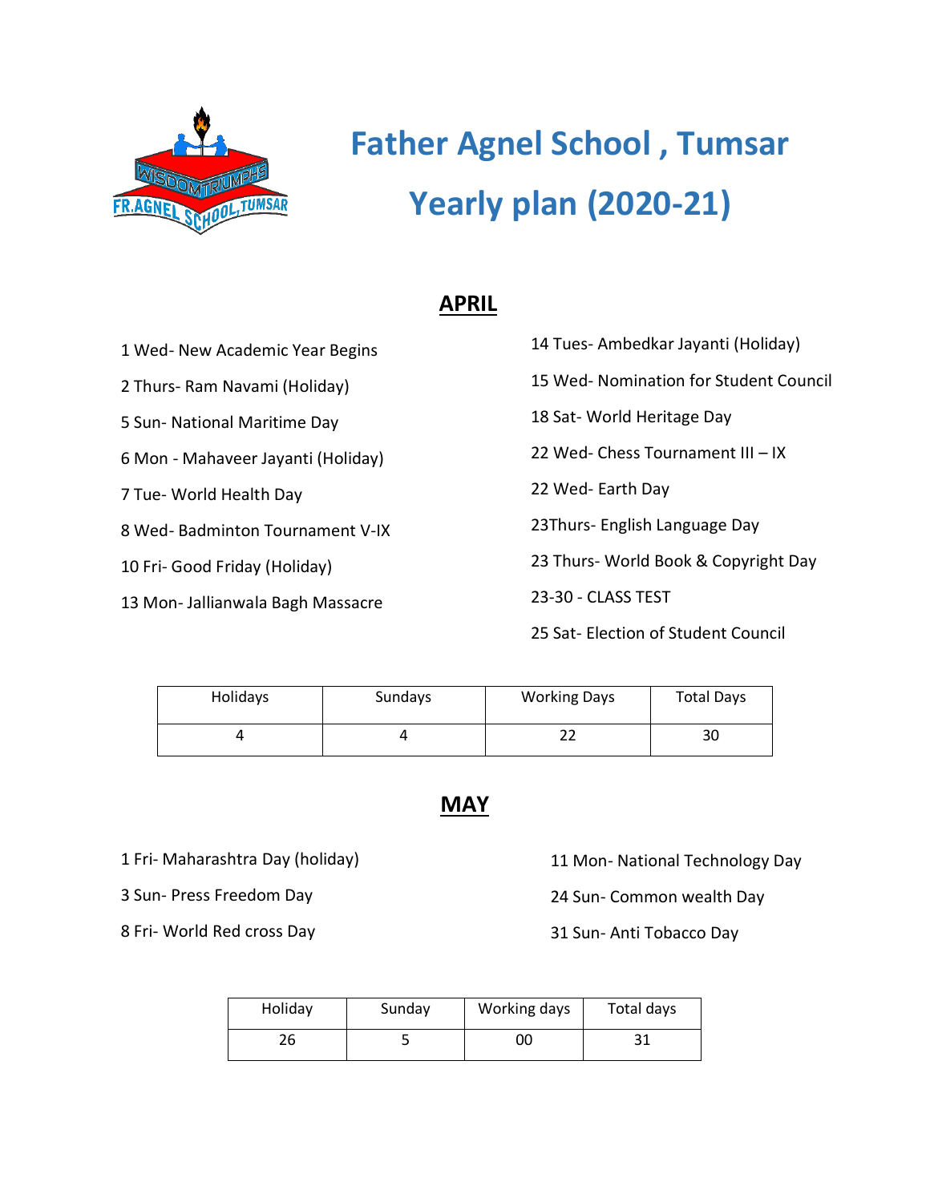# Father Agnel School , Tumsar

# Yearly plan (2020-21)

## APRIL

1 Wed- New Academic Year Begins

2 Thurs- Ram Navami (Holiday)

5 Sun- National Maritime Day

6 Mon - Mahaveer Jayanti (Holiday)

7 Tue- World Health Day

8 Wed- Badminton Tournament V-IX

10 Fri- Good Friday (Holiday)

13 Mon- Jallianwala Bagh Massacre

14 Tues- Ambedkar Jayanti (Holiday)

15 Wed- Nomination for Student Council

18 Sat- World Heritage Day

22 Wed- Chess Tournament III – IX

22 Wed- Earth Day

23Thurs- English Language Day

23 Thurs- World Book & Copyright Day

23-30 - CLASS TEST

25 Sat- Election of Student Council

| Holidays | Sundays | Working Days | Total Days |
|---|---|---|---|
| 4 | 4 | 22 | 30 |

## MAY

1 Fri- Maharashtra Day (holiday)

3 Sun- Press Freedom Day

8 Fri- World Red cross Day

11 Mon- National Technology Day

24 Sun- Common wealth Day

31 Sun- Anti Tobacco Day

| Holiday | Sunday | Working days | Total days |
|---|---|---|---|
| 26 | 5 | 00 | 31 |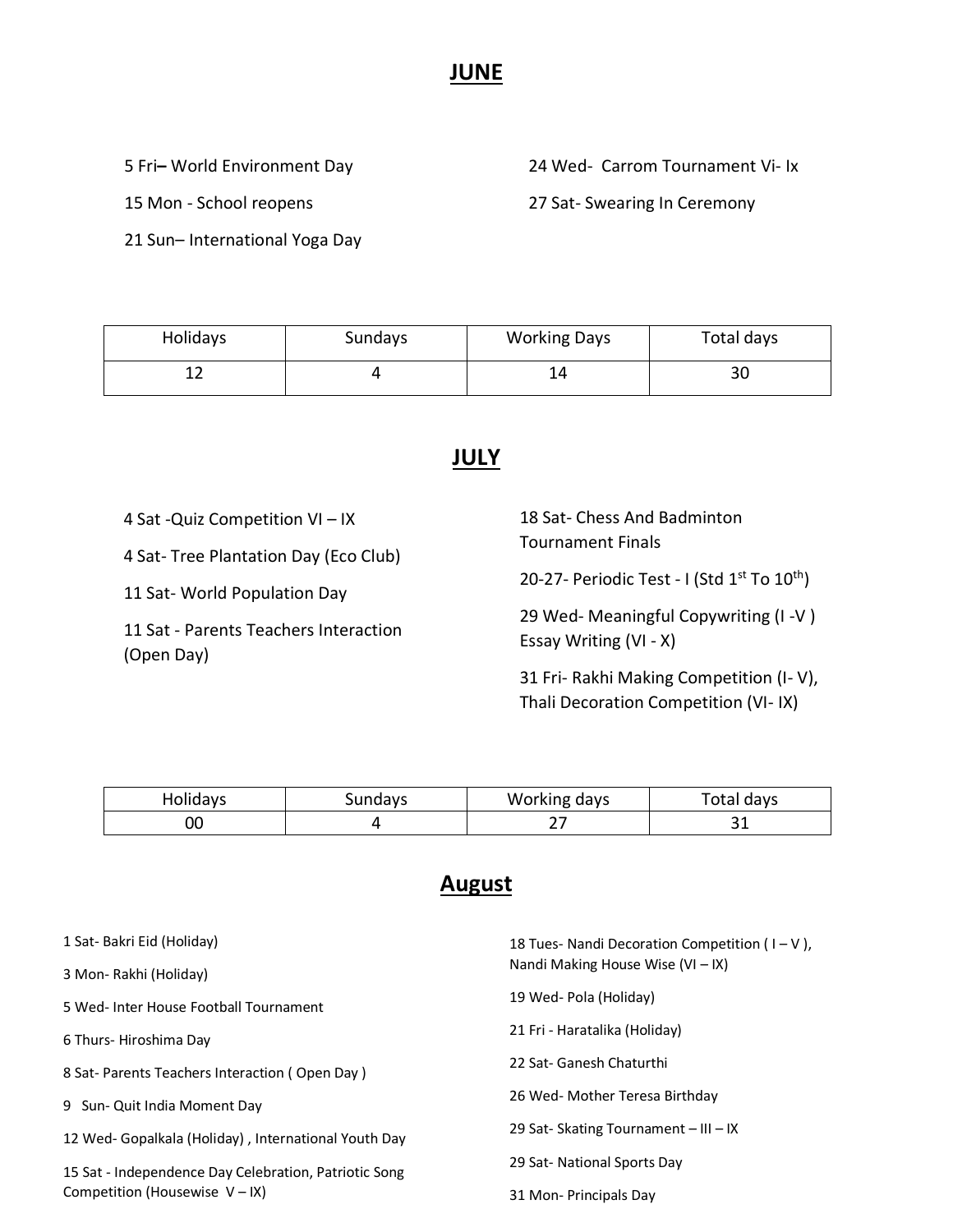# JUNE

5 Fri– World Environment Day

15 Mon - School reopens

21 Sun– International Yoga Day

24 Wed- Carrom Tournament Vi- Ix

27 Sat- Swearing In Ceremony

| Holidays | Sundays | Working Days | Total days |
|---|---|---|---|
| 12 | 4 | 14 | 30 |

# JULY

4 Sat -Quiz Competition VI – IX

4 Sat- Tree Plantation Day (Eco Club)

11 Sat- World Population Day

11 Sat - Parents Teachers Interaction (Open Day)

18 Sat- Chess And Badminton Tournament Finals

20-27- Periodic Test - I (Std 1st To 10th)

29 Wed- Meaningful Copywriting (I -V ) Essay Writing (VI - X)

31 Fri- Rakhi Making Competition (I- V), Thali Decoration Competition (VI- IX)

| Holidays | Sundays | Working days | Total days |
|---|---|---|---|
| 00 | 4 | 27 | 31 |

# August

1 Sat- Bakri Eid (Holiday)

3 Mon- Rakhi (Holiday)

5 Wed- Inter House Football Tournament

6 Thurs- Hiroshima Day

8 Sat- Parents Teachers Interaction ( Open Day )

9 Sun- Quit India Moment Day

12 Wed- Gopalkala (Holiday) , International Youth Day

15 Sat - Independence Day Celebration, Patriotic Song Competition (Housewise V – IX)

18 Tues- Nandi Decoration Competition ( I – V ), Nandi Making House Wise (VI – IX)

19 Wed- Pola (Holiday)

21 Fri - Haratalika (Holiday)

22 Sat- Ganesh Chaturthi

26 Wed- Mother Teresa Birthday

29 Sat- Skating Tournament – III – IX

29 Sat- National Sports Day

31 Mon- Principals Day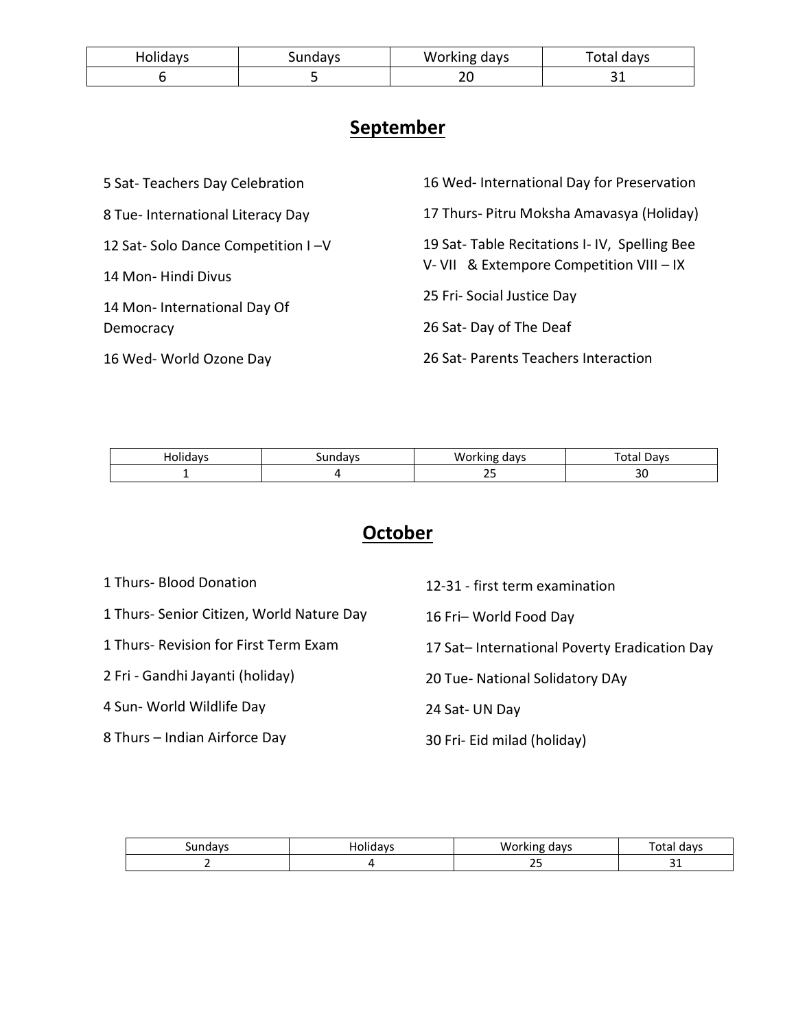| Holidays | Sundays | Working days | Total days |
| --- | --- | --- | --- |
| 6 | 5 | 20 | 31 |

## September

5 Sat- Teachers Day Celebration

8 Tue- International Literacy Day

12 Sat- Solo Dance Competition I –V

14 Mon- Hindi Divus

14 Mon- International Day Of Democracy

16 Wed- World Ozone Day

16 Wed- International Day for Preservation

17 Thurs- Pitru Moksha Amavasya (Holiday)

19 Sat- Table Recitations I- IV, Spelling Bee V- VII & Extempore Competition VIII – IX

25 Fri- Social Justice Day

26 Sat- Day of The Deaf

26 Sat- Parents Teachers Interaction

| Holidays | Sundays | Working days | Total Days |
| --- | --- | --- | --- |
| 1 | 4 | 25 | 30 |

## October

1 Thurs- Blood Donation

1 Thurs- Senior Citizen, World Nature Day

1 Thurs- Revision for First Term Exam

2 Fri - Gandhi Jayanti (holiday)

4 Sun- World Wildlife Day

8 Thurs – Indian Airforce Day

12-31 - first term examination

16 Fri– World Food Day

17 Sat– International Poverty Eradication Day

20 Tue- National Solidatory DAy

24 Sat- UN Day

30 Fri- Eid milad (holiday)

| Sundays | Holidays | Working days | Total days |
| --- | --- | --- | --- |
| 2 | 4 | 25 | 31 |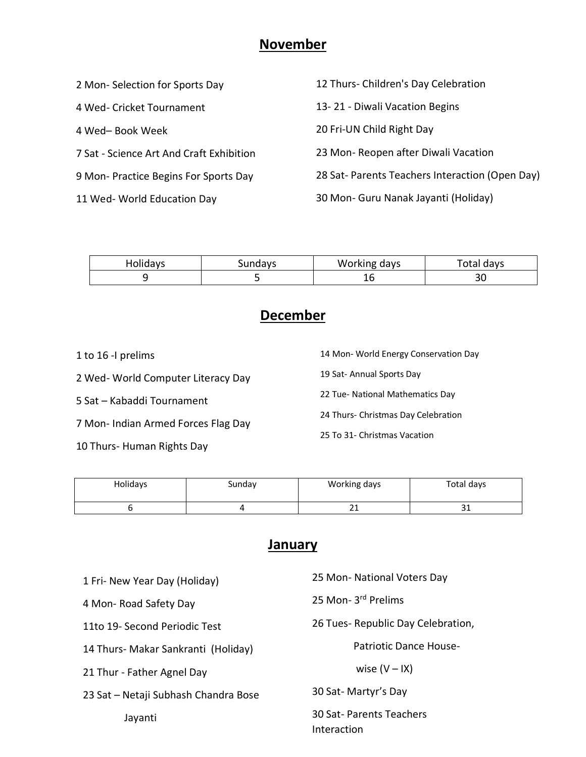## November

2 Mon- Selection for Sports Day

4 Wed- Cricket Tournament

4 Wed– Book Week

7 Sat - Science Art And Craft Exhibition

9 Mon- Practice Begins For Sports Day

11 Wed- World Education Day

12 Thurs- Children's Day Celebration

13- 21 - Diwali Vacation Begins

20 Fri-UN Child Right Day

23 Mon- Reopen after Diwali Vacation

28 Sat- Parents Teachers Interaction (Open Day)

30 Mon- Guru Nanak Jayanti (Holiday)

| Holidays | Sundays | Working days | Total days |
|---|---|---|---|
| 9 | 5 | 16 | 30 |

## December

1 to 16 -I prelims

2 Wed- World Computer Literacy Day

5 Sat – Kabaddi Tournament

7 Mon- Indian Armed Forces Flag Day

10 Thurs- Human Rights Day

14 Mon- World Energy Conservation Day

19 Sat- Annual Sports Day

22 Tue- National Mathematics Day

24 Thurs- Christmas Day Celebration

25 To 31- Christmas Vacation

| Holidays | Sunday | Working days | Total days |
|---|---|---|---|
| 6 | 4 | 21 | 31 |

## January

1 Fri- New Year Day (Holiday)

4 Mon- Road Safety Day

11to 19- Second Periodic Test

14 Thurs- Makar Sankranti (Holiday)

21 Thur - Father Agnel Day

23 Sat – Netaji Subhash Chandra Bose Jayanti

25 Mon- National Voters Day

25 Mon- 3rd Prelims

26 Tues- Republic Day Celebration, Patriotic Dance House-wise (V – IX)

30 Sat- Martyr's Day

30 Sat- Parents Teachers Interaction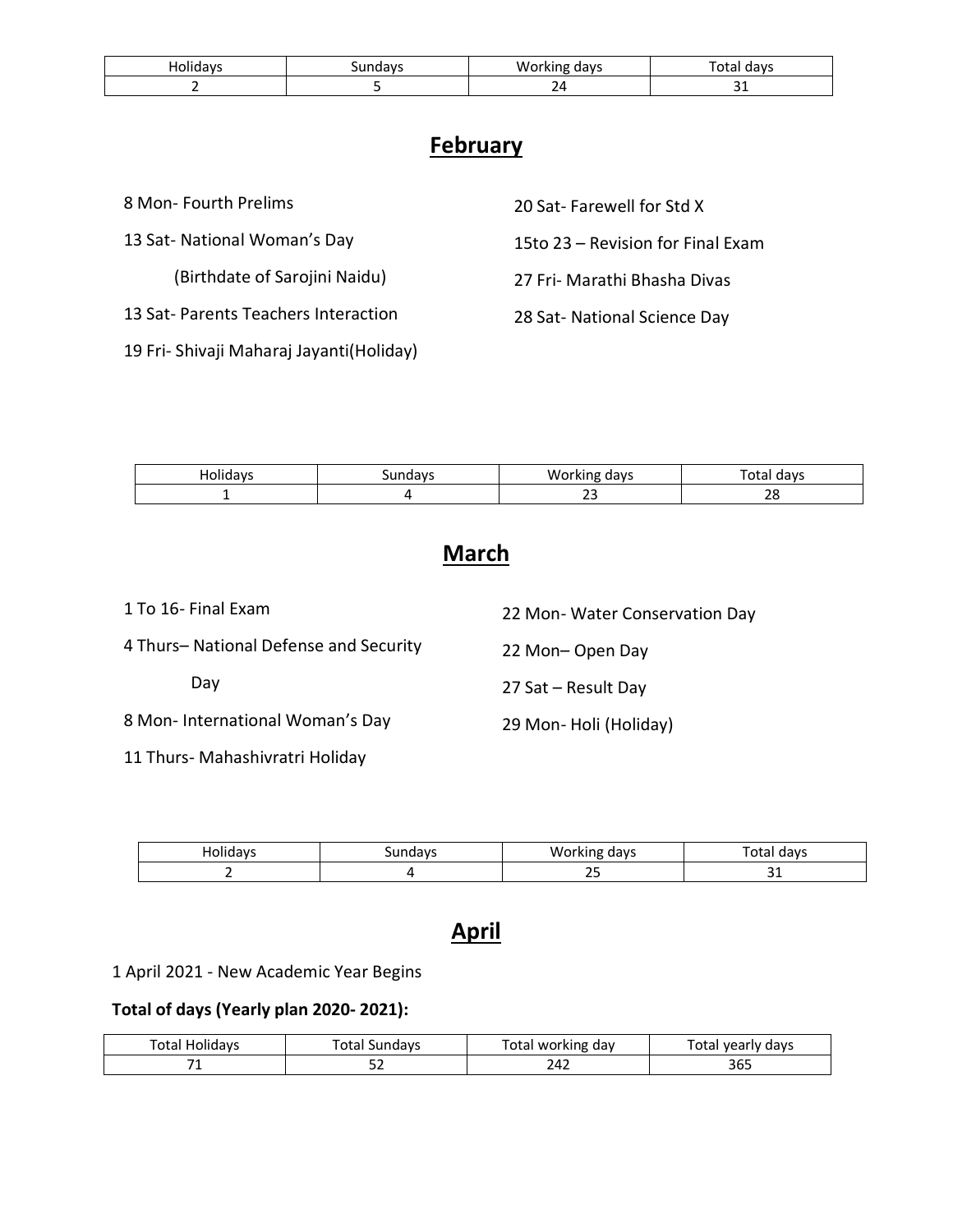| Holidays | Sundays | Working days | Total days |
|---|---|---|---|
| 2 | 5 | 24 | 31 |

## February

8 Mon- Fourth Prelims

13 Sat- National Woman's Day

(Birthdate of Sarojini Naidu)

13 Sat- Parents Teachers Interaction

19 Fri- Shivaji Maharaj Jayanti(Holiday)

20 Sat- Farewell for Std X

15to 23 – Revision for Final Exam

27 Fri- Marathi Bhasha Divas

28 Sat- National Science Day

| Holidays | Sundays | Working days | Total days |
|---|---|---|---|
| 1 | 4 | 23 | 28 |

## March

1 To 16- Final Exam

4 Thurs– National Defense and Security Day

8 Mon- International Woman's Day

11 Thurs- Mahashivratri Holiday

22 Mon- Water Conservation Day

22 Mon– Open Day

27 Sat – Result Day

29 Mon- Holi (Holiday)

| Holidays | Sundays | Working days | Total days |
|---|---|---|---|
| 2 | 4 | 25 | 31 |

## April

1 April 2021 - New Academic Year Begins

**Total of days (Yearly plan 2020- 2021):**

| Total Holidays | Total Sundays | Total working day | Total yearly days |
|---|---|---|---|
| 71 | 52 | 242 | 365 |